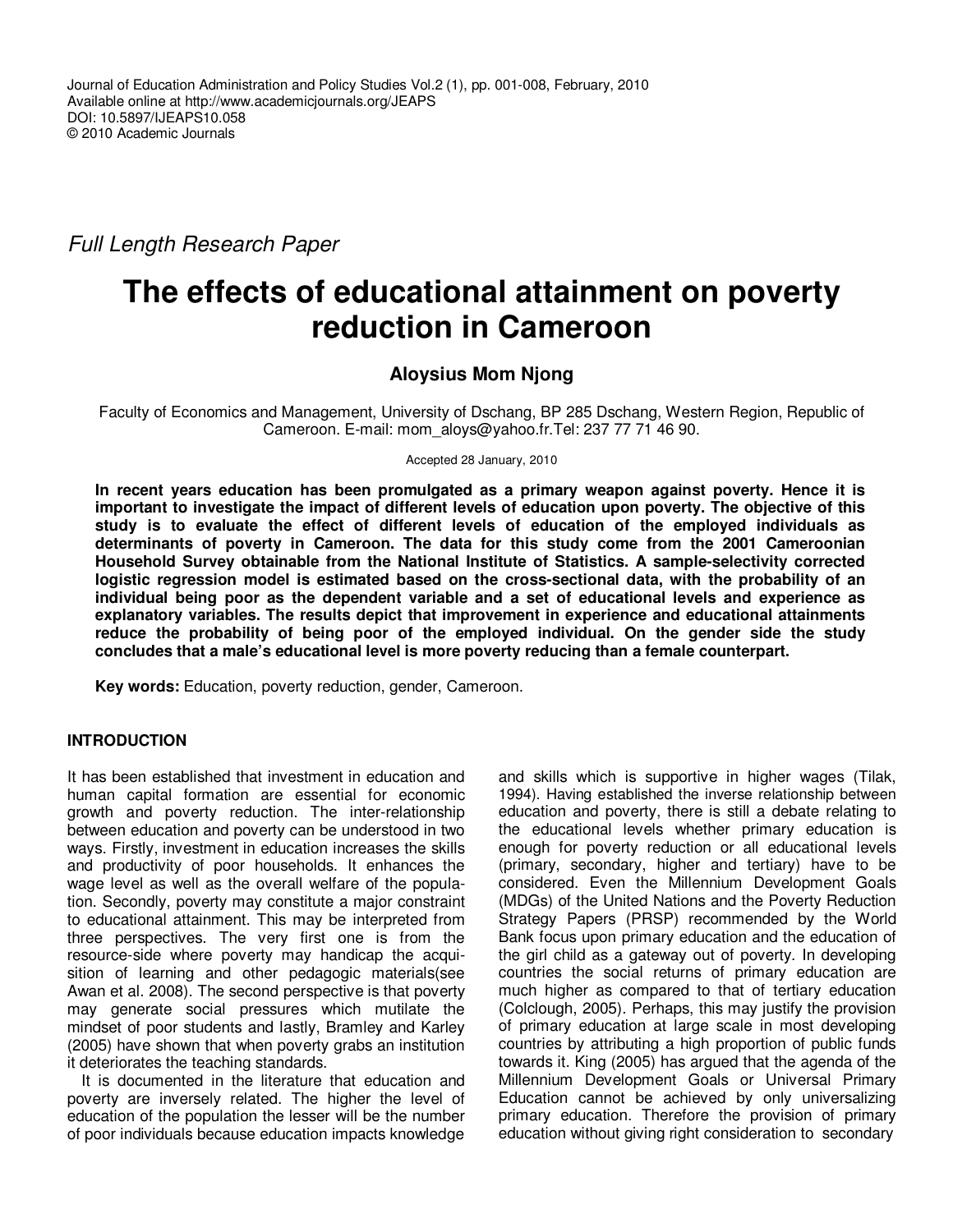Journal of Education Administration and Policy Studies Vol.2 (1), pp. 001-008, February, 2010
Available online at http://www.academicjournals.org/JEAPS
DOI: 10.5897/IJEAPS10.058
© 2010 Academic Journals

*Full Length Research Paper*

# The effects of educational attainment on poverty reduction in Cameroon

**Aloysius Mom Njong**

Faculty of Economics and Management, University of Dschang, BP 285 Dschang, Western Region, Republic of Cameroon. E-mail: mom_aloys@yahoo.fr.Tel: 237 77 71 46 90.

Accepted 28 January, 2010

**In recent years education has been promulgated as a primary weapon against poverty. Hence it is important to investigate the impact of different levels of education upon poverty. The objective of this study is to evaluate the effect of different levels of education of the employed individuals as determinants of poverty in Cameroon. The data for this study come from the 2001 Cameroonian Household Survey obtainable from the National Institute of Statistics. A sample-selectivity corrected logistic regression model is estimated based on the cross-sectional data, with the probability of an individual being poor as the dependent variable and a set of educational levels and experience as explanatory variables. The results depict that improvement in experience and educational attainments reduce the probability of being poor of the employed individual. On the gender side the study concludes that a male's educational level is more poverty reducing than a female counterpart.**

**Key words:** Education, poverty reduction, gender, Cameroon.

## INTRODUCTION

It has been established that investment in education and human capital formation are essential for economic growth and poverty reduction. The inter-relationship between education and poverty can be understood in two ways. Firstly, investment in education increases the skills and productivity of poor households. It enhances the wage level as well as the overall welfare of the population. Secondly, poverty may constitute a major constraint to educational attainment. This may be interpreted from three perspectives. The very first one is from the resource-side where poverty may handicap the acquisition of learning and other pedagogic materials(see Awan et al. 2008). The second perspective is that poverty may generate social pressures which mutilate the mindset of poor students and lastly, Bramley and Karley (2005) have shown that when poverty grabs an institution it deteriorates the teaching standards.

It is documented in the literature that education and poverty are inversely related. The higher the level of education of the population the lesser will be the number of poor individuals because education impacts knowledge and skills which is supportive in higher wages (Tilak, 1994). Having established the inverse relationship between education and poverty, there is still a debate relating to the educational levels whether primary education is enough for poverty reduction or all educational levels (primary, secondary, higher and tertiary) have to be considered. Even the Millennium Development Goals (MDGs) of the United Nations and the Poverty Reduction Strategy Papers (PRSP) recommended by the World Bank focus upon primary education and the education of the girl child as a gateway out of poverty. In developing countries the social returns of primary education are much higher as compared to that of tertiary education (Colclough, 2005). Perhaps, this may justify the provision of primary education at large scale in most developing countries by attributing a high proportion of public funds towards it. King (2005) has argued that the agenda of the Millennium Development Goals or Universal Primary Education cannot be achieved by only universalizing primary education. Therefore the provision of primary education without giving right consideration to secondary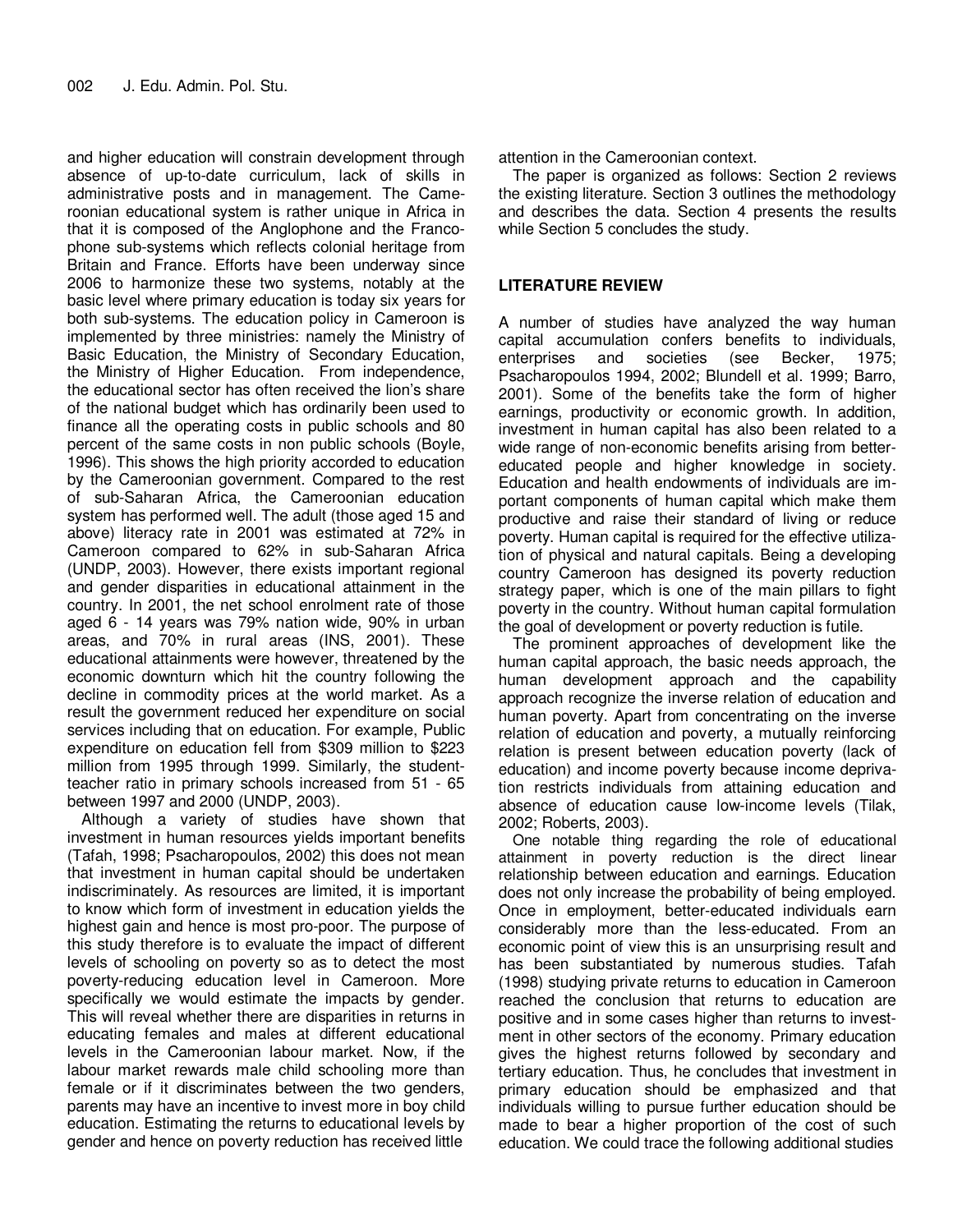and higher education will constrain development through absence of up-to-date curriculum, lack of skills in administrative posts and in management. The Cameroonian educational system is rather unique in Africa in that it is composed of the Anglophone and the Francophone sub-systems which reflects colonial heritage from Britain and France. Efforts have been underway since 2006 to harmonize these two systems, notably at the basic level where primary education is today six years for both sub-systems. The education policy in Cameroon is implemented by three ministries: namely the Ministry of Basic Education, the Ministry of Secondary Education, the Ministry of Higher Education. From independence, the educational sector has often received the lion's share of the national budget which has ordinarily been used to finance all the operating costs in public schools and 80 percent of the same costs in non public schools (Boyle, 1996). This shows the high priority accorded to education by the Cameroonian government. Compared to the rest of sub-Saharan Africa, the Cameroonian education system has performed well. The adult (those aged 15 and above) literacy rate in 2001 was estimated at 72% in Cameroon compared to 62% in sub-Saharan Africa (UNDP, 2003). However, there exists important regional and gender disparities in educational attainment in the country. In 2001, the net school enrolment rate of those aged 6 - 14 years was 79% nation wide, 90% in urban areas, and 70% in rural areas (INS, 2001). These educational attainments were however, threatened by the economic downturn which hit the country following the decline in commodity prices at the world market. As a result the government reduced her expenditure on social services including that on education. For example, Public expenditure on education fell from $309 million to $223 million from 1995 through 1999. Similarly, the student-teacher ratio in primary schools increased from 51 - 65 between 1997 and 2000 (UNDP, 2003).

Although a variety of studies have shown that investment in human resources yields important benefits (Tafah, 1998; Psacharopoulos, 2002) this does not mean that investment in human capital should be undertaken indiscriminately. As resources are limited, it is important to know which form of investment in education yields the highest gain and hence is most pro-poor. The purpose of this study therefore is to evaluate the impact of different levels of schooling on poverty so as to detect the most poverty-reducing education level in Cameroon. More specifically we would estimate the impacts by gender. This will reveal whether there are disparities in returns in educating females and males at different educational levels in the Cameroonian labour market. Now, if the labour market rewards male child schooling more than female or if it discriminates between the two genders, parents may have an incentive to invest more in boy child education. Estimating the returns to educational levels by gender and hence on poverty reduction has received little attention in the Cameroonian context.

The paper is organized as follows: Section 2 reviews the existing literature. Section 3 outlines the methodology and describes the data. Section 4 presents the results while Section 5 concludes the study.

## LITERATURE REVIEW

A number of studies have analyzed the way human capital accumulation confers benefits to individuals, enterprises and societies (see Becker, 1975; Psacharopoulos 1994, 2002; Blundell et al. 1999; Barro, 2001). Some of the benefits take the form of higher earnings, productivity or economic growth. In addition, investment in human capital has also been related to a wide range of non-economic benefits arising from better-educated people and higher knowledge in society. Education and health endowments of individuals are important components of human capital which make them productive and raise their standard of living or reduce poverty. Human capital is required for the effective utilization of physical and natural capitals. Being a developing country Cameroon has designed its poverty reduction strategy paper, which is one of the main pillars to fight poverty in the country. Without human capital formulation the goal of development or poverty reduction is futile.

The prominent approaches of development like the human capital approach, the basic needs approach, the human development approach and the capability approach recognize the inverse relation of education and human poverty. Apart from concentrating on the inverse relation of education and poverty, a mutually reinforcing relation is present between education poverty (lack of education) and income poverty because income deprivation restricts individuals from attaining education and absence of education cause low-income levels (Tilak, 2002; Roberts, 2003).

One notable thing regarding the role of educational attainment in poverty reduction is the direct linear relationship between education and earnings. Education does not only increase the probability of being employed. Once in employment, better-educated individuals earn considerably more than the less-educated. From an economic point of view this is an unsurprising result and has been substantiated by numerous studies. Tafah (1998) studying private returns to education in Cameroon reached the conclusion that returns to education are positive and in some cases higher than returns to investment in other sectors of the economy. Primary education gives the highest returns followed by secondary and tertiary education. Thus, he concludes that investment in primary education should be emphasized and that individuals willing to pursue further education should be made to bear a higher proportion of the cost of such education. We could trace the following additional studies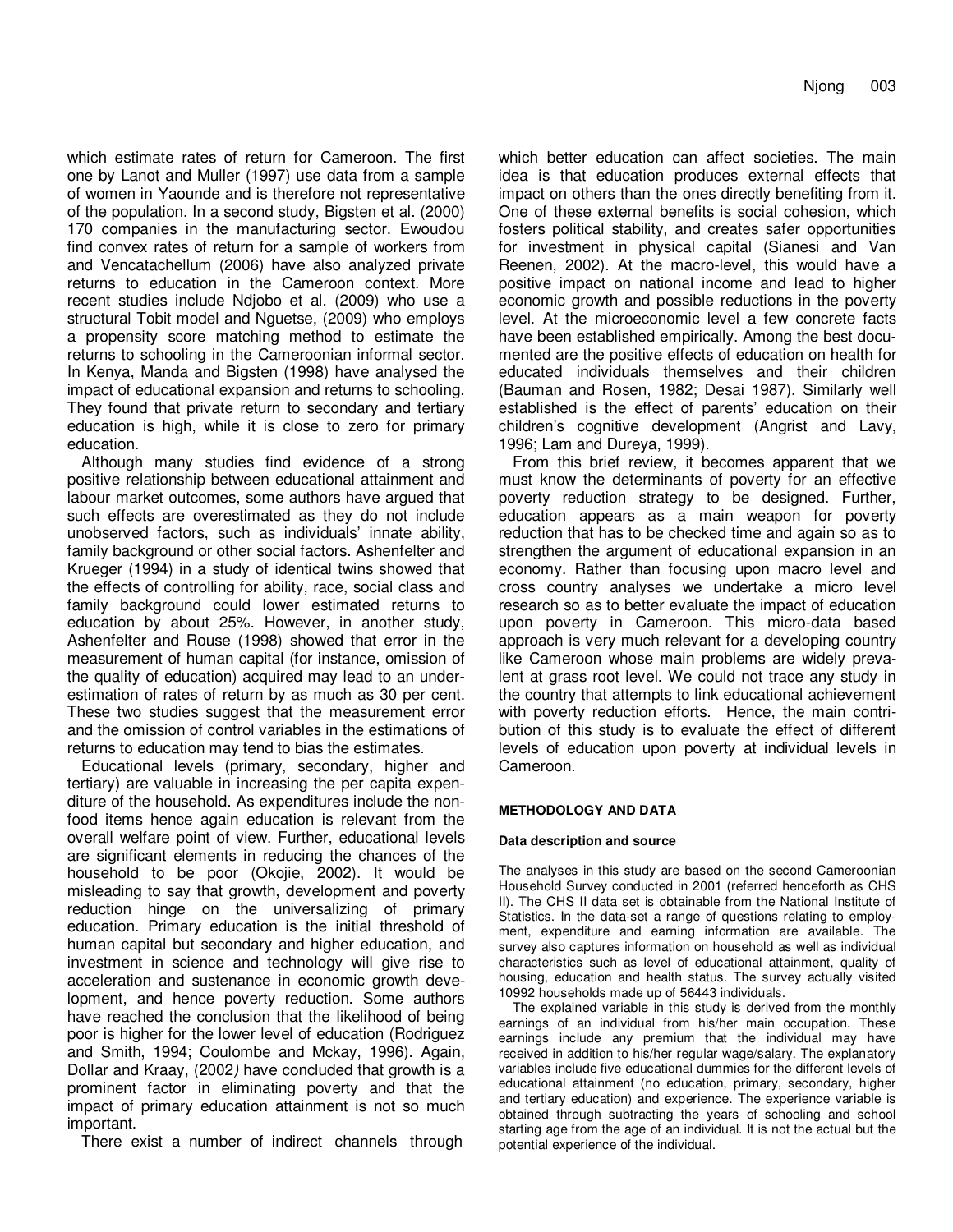which estimate rates of return for Cameroon. The first one by Lanot and Muller (1997) use data from a sample of women in Yaounde and is therefore not representative of the population. In a second study, Bigsten et al. (2000) 170 companies in the manufacturing sector. Ewoudou find convex rates of return for a sample of workers from and Vencatachellum (2006) have also analyzed private returns to education in the Cameroon context. More recent studies include Ndjobo et al. (2009) who use a structural Tobit model and Nguetse, (2009) who employs a propensity score matching method to estimate the returns to schooling in the Cameroonian informal sector. In Kenya, Manda and Bigsten (1998) have analysed the impact of educational expansion and returns to schooling. They found that private return to secondary and tertiary education is high, while it is close to zero for primary education.

Although many studies find evidence of a strong positive relationship between educational attainment and labour market outcomes, some authors have argued that such effects are overestimated as they do not include unobserved factors, such as individuals' innate ability, family background or other social factors. Ashenfelter and Krueger (1994) in a study of identical twins showed that the effects of controlling for ability, race, social class and family background could lower estimated returns to education by about 25%. However, in another study, Ashenfelter and Rouse (1998) showed that error in the measurement of human capital (for instance, omission of the quality of education) acquired may lead to an under-estimation of rates of return by as much as 30 per cent. These two studies suggest that the measurement error and the omission of control variables in the estimations of returns to education may tend to bias the estimates.

Educational levels (primary, secondary, higher and tertiary) are valuable in increasing the per capita expenditure of the household. As expenditures include the non-food items hence again education is relevant from the overall welfare point of view. Further, educational levels are significant elements in reducing the chances of the household to be poor (Okojie, 2002). It would be misleading to say that growth, development and poverty reduction hinge on the universalizing of primary education. Primary education is the initial threshold of human capital but secondary and higher education, and investment in science and technology will give rise to acceleration and sustenance in economic growth development, and hence poverty reduction. Some authors have reached the conclusion that the likelihood of being poor is higher for the lower level of education (Rodriguez and Smith, 1994; Coulombe and Mckay, 1996). Again, Dollar and Kraay, (2002) have concluded that growth is a prominent factor in eliminating poverty and that the impact of primary education attainment is not so much important.

There exist a number of indirect channels through which better education can affect societies. The main idea is that education produces external effects that impact on others than the ones directly benefiting from it. One of these external benefits is social cohesion, which fosters political stability, and creates safer opportunities for investment in physical capital (Sianesi and Van Reenen, 2002). At the macro-level, this would have a positive impact on national income and lead to higher economic growth and possible reductions in the poverty level. At the microeconomic level a few concrete facts have been established empirically. Among the best documented are the positive effects of education on health for educated individuals themselves and their children (Bauman and Rosen, 1982; Desai 1987). Similarly well established is the effect of parents' education on their children's cognitive development (Angrist and Lavy, 1996; Lam and Dureya, 1999).

From this brief review, it becomes apparent that we must know the determinants of poverty for an effective poverty reduction strategy to be designed. Further, education appears as a main weapon for poverty reduction that has to be checked time and again so as to strengthen the argument of educational expansion in an economy. Rather than focusing upon macro level and cross country analyses we undertake a micro level research so as to better evaluate the impact of education upon poverty in Cameroon. This micro-data based approach is very much relevant for a developing country like Cameroon whose main problems are widely prevalent at grass root level. We could not trace any study in the country that attempts to link educational achievement with poverty reduction efforts. Hence, the main contribution of this study is to evaluate the effect of different levels of education upon poverty at individual levels in Cameroon.

## METHODOLOGY AND DATA

### Data description and source

The analyses in this study are based on the second Cameroonian Household Survey conducted in 2001 (referred henceforth as CHS II). The CHS II data set is obtainable from the National Institute of Statistics. In the data-set a range of questions relating to employment, expenditure and earning information are available. The survey also captures information on household as well as individual characteristics such as level of educational attainment, quality of housing, education and health status. The survey actually visited 10992 households made up of 56443 individuals.

The explained variable in this study is derived from the monthly earnings of an individual from his/her main occupation. These earnings include any premium that the individual may have received in addition to his/her regular wage/salary. The explanatory variables include five educational dummies for the different levels of educational attainment (no education, primary, secondary, higher and tertiary education) and experience. The experience variable is obtained through subtracting the years of schooling and school starting age from the age of an individual. It is not the actual but the potential experience of the individual.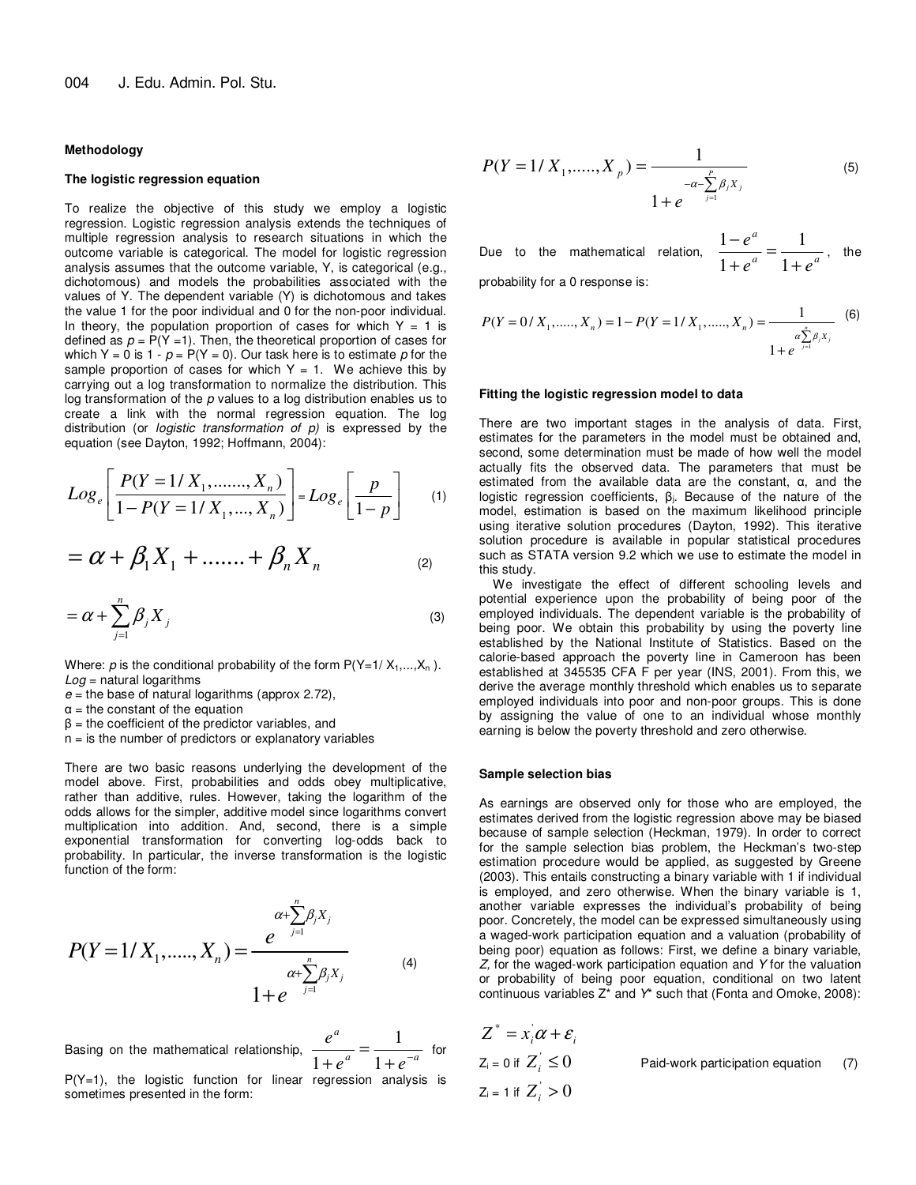## Methodology

### The logistic regression equation

To realize the objective of this study we employ a logistic regression. Logistic regression analysis extends the techniques of multiple regression analysis to research situations in which the outcome variable is categorical. The model for logistic regression analysis assumes that the outcome variable, Y, is categorical (e.g., dichotomous) and models the probabilities associated with the values of Y. The dependent variable (Y) is dichotomous and takes the value 1 for the poor individual and 0 for the non-poor individual. In theory, the population proportion of cases for which Y = 1 is defined as $p = P(Y = 1)$. Then, the theoretical proportion of cases for which Y = 0 is $1 - p = P(Y = 0)$. Our task here is to estimate *p* for the sample proportion of cases for which Y = 1. We achieve this by carrying out a log transformation to normalize the distribution. This log transformation of the *p* values to a log distribution enables us to create a link with the normal regression equation. The log distribution (or *logistic transformation of p)* is expressed by the equation (see Dayton, 1992; Hoffmann, 2004):

$$Log_e\left[\frac{P(Y=1/X_1,.......,X_n)}{1-P(Y=1/X_1,...,X_n)}\right] = Log_e\left[\frac{p}{1-p}\right] \quad (1)$$

$$= \alpha + \beta_1 X_1 + ....... + \beta_n X_n \quad (2)$$

$$= \alpha + \sum_{j=1}^{n} \beta_j X_j \quad (3)$$

Where: *p* is the conditional probability of the form $P(Y=1/X_1,...,X_n)$.
*Log* = natural logarithms
*e* = the base of natural logarithms (approx 2.72),
α = the constant of the equation
β = the coefficient of the predictor variables, and
n = is the number of predictors or explanatory variables

There are two basic reasons underlying the development of the model above. First, probabilities and odds obey multiplicative, rather than additive, rules. However, taking the logarithm of the odds allows for the simpler, additive model since logarithms convert multiplication into addition. And, second, there is a simple exponential transformation for converting log-odds back to probability. In particular, the inverse transformation is the logistic function of the form:

$$P(Y=1/X_1,.....,X_n) = \frac{e^{\alpha+\sum_{j=1}^{n}\beta_j X_j}}{1+e^{\alpha+\sum_{j=1}^{n}\beta_j X_j}} \quad (4)$$

Basing on the mathematical relationship, $\frac{e^a}{1+e^a} = \frac{1}{1+e^{-a}}$ for P(Y=1), the logistic function for linear regression analysis is sometimes presented in the form:

$$P(Y=1/X_1,.....,X_p) = \frac{1}{1+e^{-\alpha-\sum_{j=1}^{p}\beta_j X_j}} \quad (5)$$

Due to the mathematical relation, $\frac{1-e^a}{1+e^a} = \frac{1}{1+e^a}$, the probability for a 0 response is:

$$P(Y=0/X_1,.....,X_n) = 1 - P(Y=1/X_1,.....,X_n) = \frac{1}{1+e^{\alpha\sum_{j=1}^{n}\beta_j X_j}} \quad (6)$$

### Fitting the logistic regression model to data

There are two important stages in the analysis of data. First, estimates for the parameters in the model must be obtained and, second, some determination must be made of how well the model actually fits the observed data. The parameters that must be estimated from the available data are the constant, α, and the logistic regression coefficients, $\beta_j$. Because of the nature of the model, estimation is based on the maximum likelihood principle using iterative solution procedures (Dayton, 1992). This iterative solution procedure is available in popular statistical procedures such as STATA version 9.2 which we use to estimate the model in this study.

We investigate the effect of different schooling levels and potential experience upon the probability of being poor of the employed individuals. The dependent variable is the probability of being poor. We obtain this probability by using the poverty line established by the National Institute of Statistics. Based on the calorie-based approach the poverty line in Cameroon has been established at 345535 CFA F per year (INS, 2001). From this, we derive the average monthly threshold which enables us to separate employed individuals into poor and non-poor groups. This is done by assigning the value of one to an individual whose monthly earning is below the poverty threshold and zero otherwise.

### Sample selection bias

As earnings are observed only for those who are employed, the estimates derived from the logistic regression above may be biased because of sample selection (Heckman, 1979). In order to correct for the sample selection bias problem, the Heckman's two-step estimation procedure would be applied, as suggested by Greene (2003). This entails constructing a binary variable with 1 if individual is employed, and zero otherwise. When the binary variable is 1, another variable expresses the individual's probability of being poor. Concretely, the model can be expressed simultaneously using a waged-work participation equation and a valuation (probability of being poor) equation as follows: First, we define a binary variable, *Z,* for the waged-work participation equation and *Y* for the valuation or probability of being poor equation, conditional on two latent continuous variables Z* and *Y** such that (Fonta and Omoke, 2008):

$$Z^* = x_i'\alpha + \varepsilon_i$$

$$Z_i = 0 \text{ if } Z_i' \leq 0 \qquad \text{Paid-work participation equation} \quad (7)$$

$$Z_i = 1 \text{ if } Z_i' > 0$$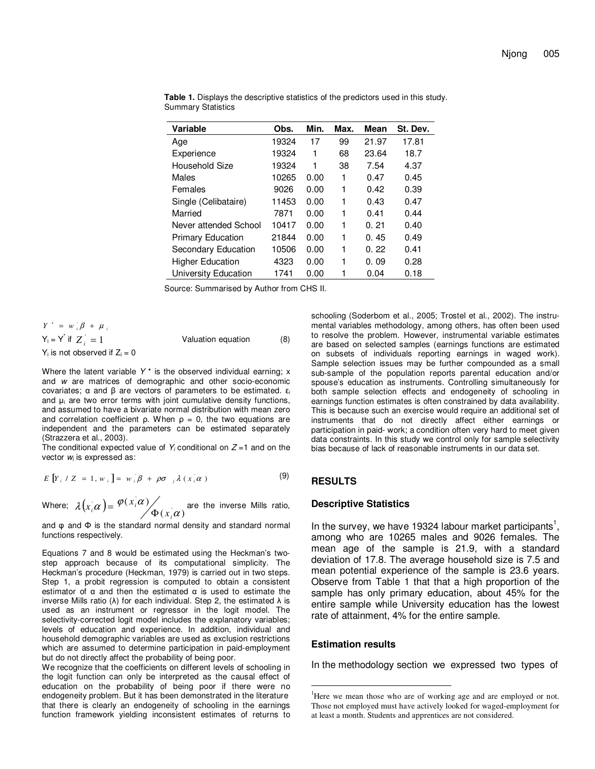**Table 1.** Displays the descriptive statistics of the predictors used in this study. Summary Statistics

| Variable | Obs. | Min. | Max. | Mean | St. Dev. |
|---|---|---|---|---|---|
| Age | 19324 | 17 | 99 | 21.97 | 17.81 |
| Experience | 19324 | 1 | 68 | 23.64 | 18.7 |
| Household Size | 19324 | 1 | 38 | 7.54 | 4.37 |
| Males | 10265 | 0.00 | 1 | 0.47 | 0.45 |
| Females | 9026 | 0.00 | 1 | 0.42 | 0.39 |
| Single (Celibataire) | 11453 | 0.00 | 1 | 0.43 | 0.47 |
| Married | 7871 | 0.00 | 1 | 0.41 | 0.44 |
| Never attended School | 10417 | 0.00 | 1 | 0. 21 | 0.40 |
| Primary Education | 21844 | 0.00 | 1 | 0. 45 | 0.49 |
| Secondary Education | 10506 | 0.00 | 1 | 0. 22 | 0.41 |
| Higher Education | 4323 | 0.00 | 1 | 0. 09 | 0.28 |
| University Education | 1741 | 0.00 | 1 | 0.04 | 0.18 |

Source: Summarised by Author from CHS II.

$$Y^* = w_i'\beta + \mu_i$$

$$Y_i = Y^* \text{ if } Z_i' = 1 \qquad \text{Valuation equation} \qquad (8)$$

$Y_i$ is not observed if $Z_i = 0$

Where the latent variable $Y^*$ is the observed individual earning; x and *w* are matrices of demographic and other socio-economic covariates; α and β are vectors of parameters to be estimated. $\varepsilon_i$ and $\mu_i$ are two error terms with joint cumulative density functions, and assumed to have a bivariate normal distribution with mean zero and correlation coefficient ρ. When ρ = 0, the two equations are independent and the parameters can be estimated separately (Strazzera et al., 2003).

The conditional expected value of $Y_i$ conditional on $Z = 1$ and on the vector $w_i$ is expressed as:

$$E\left[Y_i / Z = 1, w_i\right] = w_i'\beta + \rho\sigma_i \lambda(x_i'\alpha) \qquad (9)$$

Where; $\lambda(x_i'\alpha) = \varphi(x_i'\alpha) / \Phi(x_i'\alpha)$ are the inverse Mills ratio, and φ and Φ is the standard normal density and standard normal functions respectively.

Equations 7 and 8 would be estimated using the Heckman's two-step approach because of its computational simplicity. The Heckman's procedure (Heckman, 1979) is carried out in two steps. Step 1, a probit regression is computed to obtain a consistent estimator of α and then the estimated α is used to estimate the inverse Mills ratio (λ) for each individual. Step 2, the estimated λ is used as an instrument or regressor in the logit model. The selectivity-corrected logit model includes the explanatory variables; levels of education and experience. In addition, individual and household demographic variables are used as exclusion restrictions which are assumed to determine participation in paid-employment but do not directly affect the probability of being poor.

We recognize that the coefficients on different levels of schooling in the logit function can only be interpreted as the causal effect of education on the probability of being poor if there were no endogeneity problem. But it has been demonstrated in the literature that there is clearly an endogeneity of schooling in the earnings function framework yielding inconsistent estimates of returns to schooling (Soderbom et al., 2005; Trostel et al., 2002). The instrumental variables methodology, among others, has often been used to resolve the problem. However, instrumental variable estimates are based on selected samples (earnings functions are estimated on subsets of individuals reporting earnings in waged work). Sample selection issues may be further compounded as a small sub-sample of the population reports parental education and/or spouse's education as instruments. Controlling simultaneously for both sample selection effects and endogeneity of schooling in earnings function estimates is often constrained by data availability. This is because such an exercise would require an additional set of instruments that do not directly affect either earnings or participation in paid- work; a condition often very hard to meet given data constraints. In this study we control only for sample selectivity bias because of lack of reasonable instruments in our data set.

## RESULTS

### Descriptive Statistics

In the survey, we have 19324 labour market participants[1], among who are 10265 males and 9026 females. The mean age of the sample is 21.9, with a standard deviation of 17.8. The average household size is 7.5 and mean potential experience of the sample is 23.6 years. Observe from Table 1 that that a high proportion of the sample has only primary education, about 45% for the entire sample while University education has the lowest rate of attainment, 4% for the entire sample.

### Estimation results

In the methodology section we expressed two types of

[1] Here we mean those who are of working age and are employed or not. Those not employed must have actively looked for waged-employment for at least a month. Students and apprentices are not considered.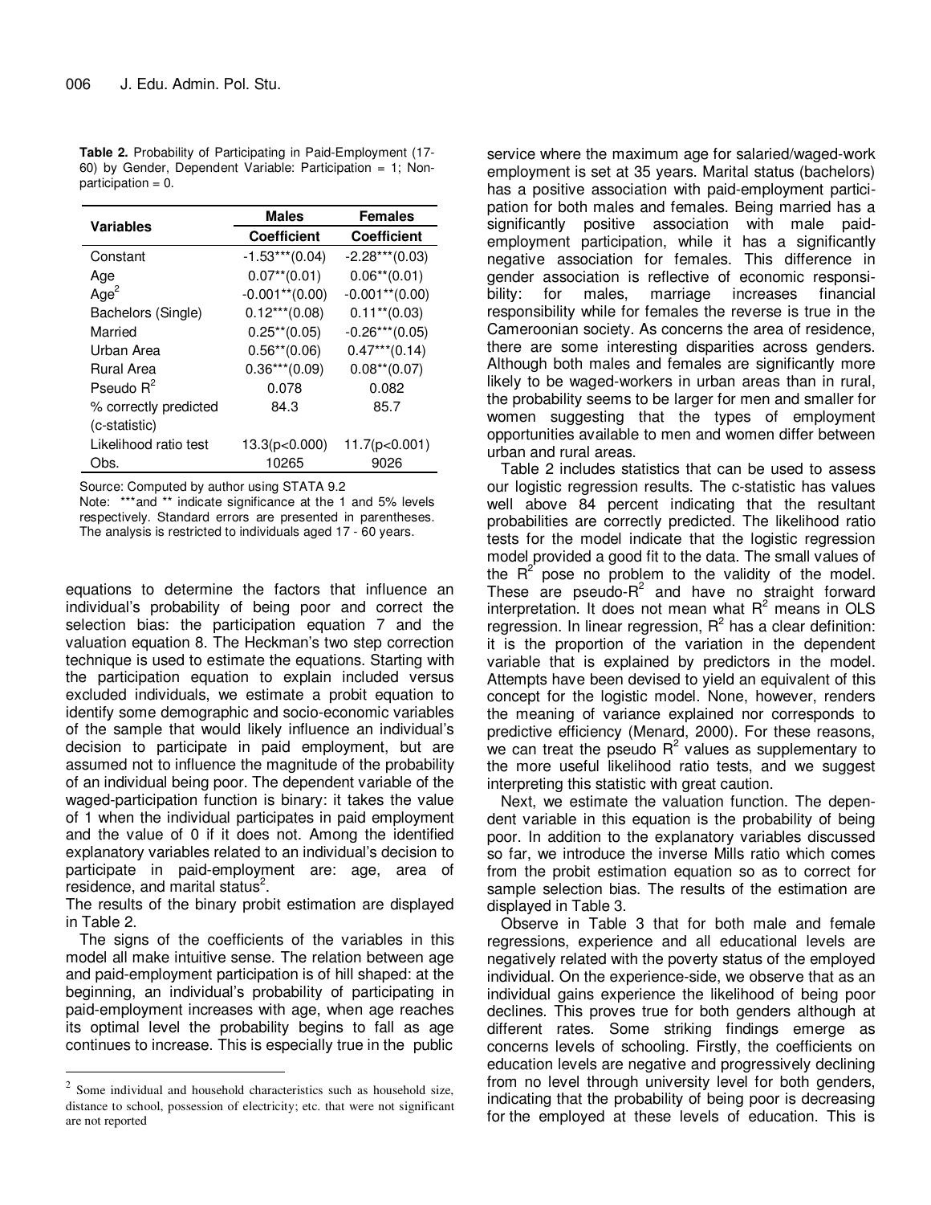**Table 2.** Probability of Participating in Paid-Employment (17-60) by Gender, Dependent Variable: Participation = 1; Non-participation = 0.

| Variables | Males | Females |
|---|---|---|
| | Coefficient | Coefficient |
| Constant | -1.53***(0.04) | -2.28***(0.03) |
| Age | 0.07**(0.01) | 0.06**(0.01) |
| Age$^2$ | -0.001**(0.00) | -0.001**(0.00) |
| Bachelors (Single) | 0.12***(0.08) | 0.11**(0.03) |
| Married | 0.25**(0.05) | -0.26***(0.05) |
| Urban Area | 0.56**(0.06) | 0.47***(0.14) |
| Rural Area | 0.36***(0.09) | 0.08**(0.07) |
| Pseudo $R^2$ | 0.078 | 0.082 |
| % correctly predicted (c-statistic) | 84.3 | 85.7 |
| Likelihood ratio test | 13.3(p<0.000) | 11.7(p<0.001) |
| Obs. | 10265 | 9026 |

Source: Computed by author using STATA 9.2

Note: *** and ** indicate significance at the 1 and 5% levels respectively. Standard errors are presented in parentheses. The analysis is restricted to individuals aged 17 - 60 years.

equations to determine the factors that influence an individual's probability of being poor and correct the selection bias: the participation equation 7 and the valuation equation 8. The Heckman's two step correction technique is used to estimate the equations. Starting with the participation equation to explain included versus excluded individuals, we estimate a probit equation to identify some demographic and socio-economic variables of the sample that would likely influence an individual's decision to participate in paid employment, but are assumed not to influence the magnitude of the probability of an individual being poor. The dependent variable of the waged-participation function is binary: it takes the value of 1 when the individual participates in paid employment and the value of 0 if it does not. Among the identified explanatory variables related to an individual's decision to participate in paid-employment are: age, area of residence, and marital status[2].

The results of the binary probit estimation are displayed in Table 2.

The signs of the coefficients of the variables in this model all make intuitive sense. The relation between age and paid-employment participation is of hill shaped: at the beginning, an individual's probability of participating in paid-employment increases with age, when age reaches its optimal level the probability begins to fall as age continues to increase. This is especially true in the public service where the maximum age for salaried/waged-work employment is set at 35 years. Marital status (bachelors) has a positive association with paid-employment participation for both males and females. Being married has a significantly positive association with male paid-employment participation, while it has a significantly negative association for females. This difference in gender association is reflective of economic responsibility: for males, marriage increases financial responsibility while for females the reverse is true in the Cameroonian society. As concerns the area of residence, there are some interesting disparities across genders. Although both males and females are significantly more likely to be waged-workers in urban areas than in rural, the probability seems to be larger for men and smaller for women suggesting that the types of employment opportunities available to men and women differ between urban and rural areas.

Table 2 includes statistics that can be used to assess our logistic regression results. The c-statistic has values well above 84 percent indicating that the resultant probabilities are correctly predicted. The likelihood ratio tests for the model indicate that the logistic regression model provided a good fit to the data. The small values of the $R^2$ pose no problem to the validity of the model. These are pseudo-$R^2$ and have no straight forward interpretation. It does not mean what $R^2$ means in OLS regression. In linear regression, $R^2$ has a clear definition: it is the proportion of the variation in the dependent variable that is explained by predictors in the model. Attempts have been devised to yield an equivalent of this concept for the logistic model. None, however, renders the meaning of variance explained nor corresponds to predictive efficiency (Menard, 2000). For these reasons, we can treat the pseudo $R^2$ values as supplementary to the more useful likelihood ratio tests, and we suggest interpreting this statistic with great caution.

Next, we estimate the valuation function. The dependent variable in this equation is the probability of being poor. In addition to the explanatory variables discussed so far, we introduce the inverse Mills ratio which comes from the probit estimation equation so as to correct for sample selection bias. The results of the estimation are displayed in Table 3.

Observe in Table 3 that for both male and female regressions, experience and all educational levels are negatively related with the poverty status of the employed individual. On the experience-side, we observe that as an individual gains experience the likelihood of being poor declines. This proves true for both genders although at different rates. Some striking findings emerge as concerns levels of schooling. Firstly, the coefficients on education levels are negative and progressively declining from no level through university level for both genders, indicating that the probability of being poor is decreasing for the employed at these levels of education. This is

[2] Some individual and household characteristics such as household size, distance to school, possession of electricity; etc. that were not significant are not reported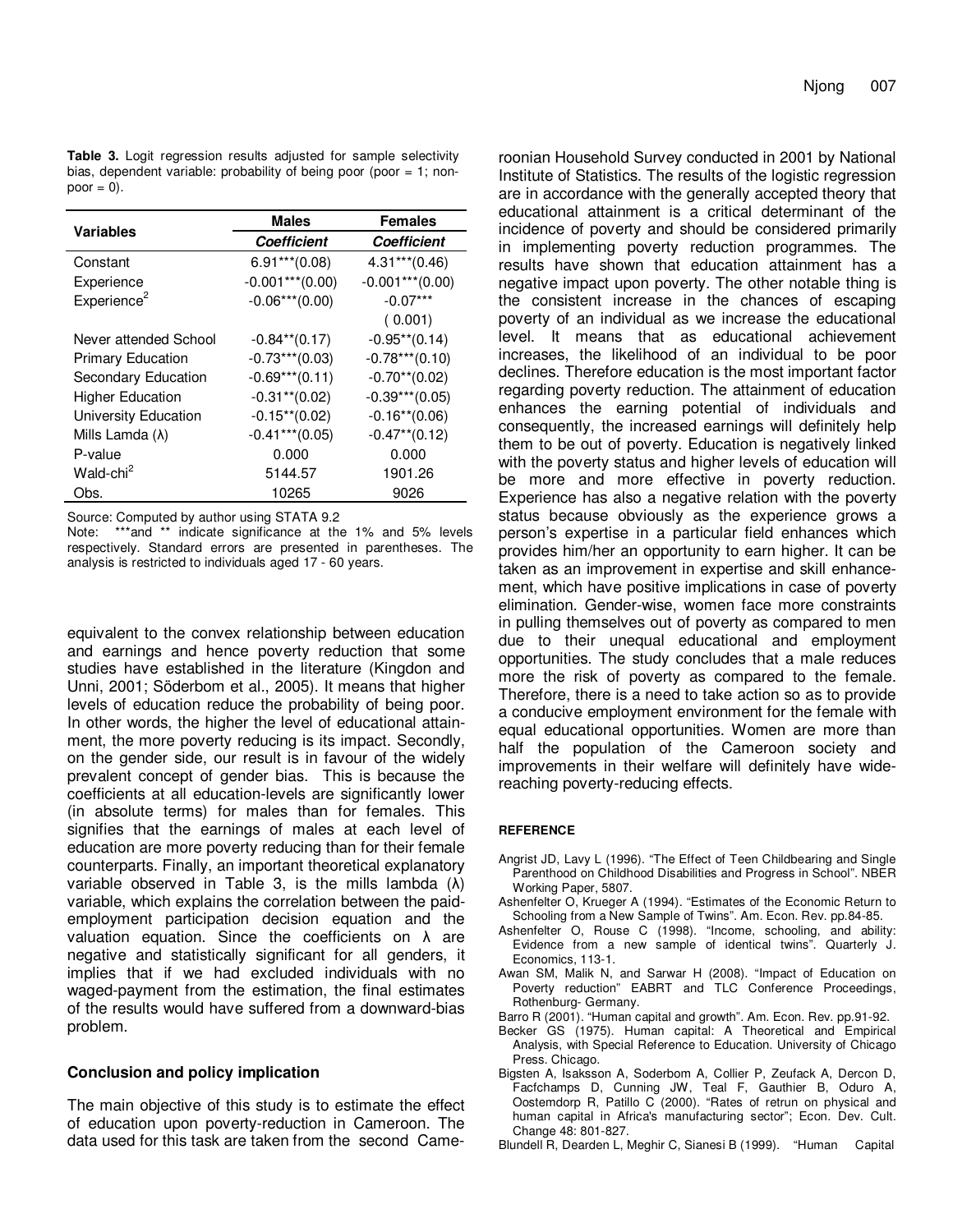**Table 3.** Logit regression results adjusted for sample selectivity bias, dependent variable: probability of being poor (poor = 1; non-poor = 0).

| Variables | Males | Females |
|---|---|---|
| | ***Coefficient*** | ***Coefficient*** |
| Constant | 6.91***(0.08) | 4.31***(0.46) |
| Experience | -0.001***(0.00) | -0.001***(0.00) |
| Experience$^2$ | -0.06***(0.00) | -0.07*** ( 0.001) |
| Never attended School | -0.84**(0.17) | -0.95**(0.14) |
| Primary Education | -0.73***(0.03) | -0.78***(0.10) |
| Secondary Education | -0.69***(0.11) | -0.70**(0.02) |
| Higher Education | -0.31**(0.02) | -0.39***(0.05) |
| University Education | -0.15**(0.02) | -0.16**(0.06) |
| Mills Lamda (λ) | -0.41***(0.05) | -0.47**(0.12) |
| P-value | 0.000 | 0.000 |
| Wald-chi$^2$ | 5144.57 | 1901.26 |
| Obs. | 10265 | 9026 |

Source: Computed by author using STATA 9.2

Note: ***and ** indicate significance at the 1% and 5% levels respectively. Standard errors are presented in parentheses. The analysis is restricted to individuals aged 17 - 60 years.

equivalent to the convex relationship between education and earnings and hence poverty reduction that some studies have established in the literature (Kingdon and Unni, 2001; Söderbom et al., 2005). It means that higher levels of education reduce the probability of being poor. In other words, the higher the level of educational attainment, the more poverty reducing is its impact. Secondly, on the gender side, our result is in favour of the widely prevalent concept of gender bias. This is because the coefficients at all education-levels are significantly lower (in absolute terms) for males than for females. This signifies that the earnings of males at each level of education are more poverty reducing than for their female counterparts. Finally, an important theoretical explanatory variable observed in Table 3, is the mills lambda (λ) variable, which explains the correlation between the paid-employment participation decision equation and the valuation equation. Since the coefficients on λ are negative and statistically significant for all genders, it implies that if we had excluded individuals with no waged-payment from the estimation, the final estimates of the results would have suffered from a downward-bias problem.

## Conclusion and policy implication

The main objective of this study is to estimate the effect of education upon poverty-reduction in Cameroon. The data used for this task are taken from the second Cameroonian Household Survey conducted in 2001 by National Institute of Statistics. The results of the logistic regression are in accordance with the generally accepted theory that educational attainment is a critical determinant of the incidence of poverty and should be considered primarily in implementing poverty reduction programmes. The results have shown that education attainment has a negative impact upon poverty. The other notable thing is the consistent increase in the chances of escaping poverty of an individual as we increase the educational level. It means that as educational achievement increases, the likelihood of an individual to be poor declines. Therefore education is the most important factor regarding poverty reduction. The attainment of education enhances the earning potential of individuals and consequently, the increased earnings will definitely help them to be out of poverty. Education is negatively linked with the poverty status and higher levels of education will be more and more effective in poverty reduction. Experience has also a negative relation with the poverty status because obviously as the experience grows a person's expertise in a particular field enhances which provides him/her an opportunity to earn higher. It can be taken as an improvement in expertise and skill enhancement, which have positive implications in case of poverty elimination. Gender-wise, women face more constraints in pulling themselves out of poverty as compared to men due to their unequal educational and employment opportunities. The study concludes that a male reduces more the risk of poverty as compared to the female. Therefore, there is a need to take action so as to provide a conducive employment environment for the female with equal educational opportunities. Women are more than half the population of the Cameroon society and improvements in their welfare will definitely have wide-reaching poverty-reducing effects.

## REFERENCE

Angrist JD, Lavy L (1996). "The Effect of Teen Childbearing and Single Parenthood on Childhood Disabilities and Progress in School". NBER Working Paper, 5807.

Ashenfelter O, Krueger A (1994). "Estimates of the Economic Return to Schooling from a New Sample of Twins". Am. Econ. Rev. pp.84-85.

Ashenfelter O, Rouse C (1998). "Income, schooling, and ability: Evidence from a new sample of identical twins". Quarterly J. Economics, 113-1.

Awan SM, Malik N, and Sarwar H (2008). "Impact of Education on Poverty reduction" EABRT and TLC Conference Proceedings, Rothenburg- Germany.

Barro R (2001). "Human capital and growth". Am. Econ. Rev. pp.91-92.

Becker GS (1975). Human capital: A Theoretical and Empirical Analysis, with Special Reference to Education. University of Chicago Press. Chicago.

Bigsten A, Isaksson A, Soderbom A, Collier P, Zeufack A, Dercon D, Facfchamps D, Cunning JW, Teal F, Gauthier B, Oduro A, Oostemdorp R, Patillo C (2000). "Rates of retrun on physical and human capital in Africa's manufacturing sector"; Econ. Dev. Cult. Change 48: 801-827.

Blundell R, Dearden L, Meghir C, Sianesi B (1999). "Human Capital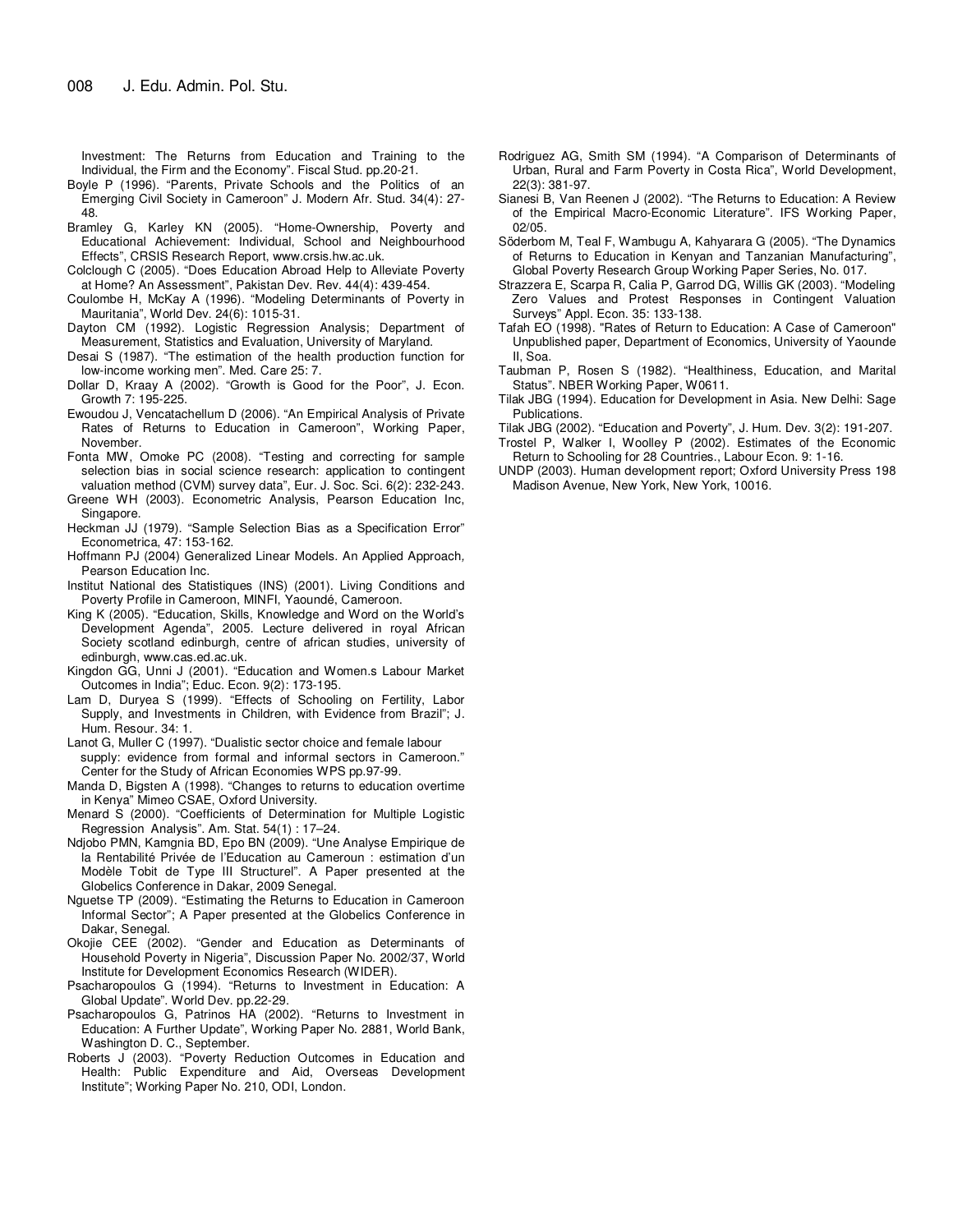Investment: The Returns from Education and Training to the Individual, the Firm and the Economy". Fiscal Stud. pp.20-21.

Boyle P (1996). "Parents, Private Schools and the Politics of an Emerging Civil Society in Cameroon" J. Modern Afr. Stud. 34(4): 27-48.

Bramley G, Karley KN (2005). "Home-Ownership, Poverty and Educational Achievement: Individual, School and Neighbourhood Effects", CRSIS Research Report, www.crsis.hw.ac.uk.

Colclough C (2005). "Does Education Abroad Help to Alleviate Poverty at Home? An Assessment", Pakistan Dev. Rev. 44(4): 439-454.

Coulombe H, McKay A (1996). "Modeling Determinants of Poverty in Mauritania", World Dev. 24(6): 1015-31.

Dayton CM (1992). Logistic Regression Analysis; Department of Measurement, Statistics and Evaluation, University of Maryland.

Desai S (1987). "The estimation of the health production function for low-income working men". Med. Care 25: 7.

Dollar D, Kraay A (2002). "Growth is Good for the Poor", J. Econ. Growth 7: 195-225.

Ewoudou J, Vencatachellum D (2006). "An Empirical Analysis of Private Rates of Returns to Education in Cameroon", Working Paper, November.

Fonta MW, Omoke PC (2008). "Testing and correcting for sample selection bias in social science research: application to contingent valuation method (CVM) survey data", Eur. J. Soc. Sci. 6(2): 232-243.

Greene WH (2003). Econometric Analysis, Pearson Education Inc, Singapore.

Heckman JJ (1979). "Sample Selection Bias as a Specification Error" Econometrica, 47: 153-162.

Hoffmann PJ (2004) Generalized Linear Models. An Applied Approach, Pearson Education Inc.

Institut National des Statistiques (INS) (2001). Living Conditions and Poverty Profile in Cameroon, MINFI, Yaoundé, Cameroon.

King K (2005). "Education, Skills, Knowledge and Word on the World's Development Agenda", 2005. Lecture delivered in royal African Society scotland edinburgh, centre of african studies, university of edinburgh, www.cas.ed.ac.uk.

Kingdon GG, Unni J (2001). "Education and Women.s Labour Market Outcomes in India"; Educ. Econ. 9(2): 173-195.

Lam D, Duryea S (1999). "Effects of Schooling on Fertility, Labor Supply, and Investments in Children, with Evidence from Brazil"; J. Hum. Resour. 34: 1.

Lanot G, Muller C (1997). "Dualistic sector choice and female labour supply: evidence from formal and informal sectors in Cameroon." Center for the Study of African Economies WPS pp.97-99.

Manda D, Bigsten A (1998). "Changes to returns to education overtime in Kenya" Mimeo CSAE, Oxford University.

Menard S (2000). "Coefficients of Determination for Multiple Logistic Regression Analysis". Am. Stat. 54(1) : 17–24.

Ndjobo PMN, Kamgnia BD, Epo BN (2009). "Une Analyse Empirique de la Rentabilité Privée de l'Education au Cameroun : estimation d'un Modèle Tobit de Type III Structurel". A Paper presented at the Globelics Conference in Dakar, 2009 Senegal.

Nguetse TP (2009). "Estimating the Returns to Education in Cameroon Informal Sector"; A Paper presented at the Globelics Conference in Dakar, Senegal.

Okojie CEE (2002). "Gender and Education as Determinants of Household Poverty in Nigeria", Discussion Paper No. 2002/37, World Institute for Development Economics Research (WIDER).

Psacharopoulos G (1994). "Returns to Investment in Education: A Global Update". World Dev. pp.22-29.

Psacharopoulos G, Patrinos HA (2002). "Returns to Investment in Education: A Further Update", Working Paper No. 2881, World Bank, Washington D. C., September.

Roberts J (2003). "Poverty Reduction Outcomes in Education and Health: Public Expenditure and Aid, Overseas Development Institute"; Working Paper No. 210, ODI, London.

Rodriguez AG, Smith SM (1994). "A Comparison of Determinants of Urban, Rural and Farm Poverty in Costa Rica", World Development, 22(3): 381-97.

Sianesi B, Van Reenen J (2002). "The Returns to Education: A Review of the Empirical Macro-Economic Literature". IFS Working Paper, 02/05.

Söderbom M, Teal F, Wambugu A, Kahyarara G (2005). "The Dynamics of Returns to Education in Kenyan and Tanzanian Manufacturing", Global Poverty Research Group Working Paper Series, No. 017.

Strazzera E, Scarpa R, Calia P, Garrod DG, Willis GK (2003). "Modeling Zero Values and Protest Responses in Contingent Valuation Surveys" Appl. Econ. 35: 133-138.

Tafah EO (1998). "Rates of Return to Education: A Case of Cameroon" Unpublished paper, Department of Economics, University of Yaounde II, Soa.

Taubman P, Rosen S (1982). "Healthiness, Education, and Marital Status". NBER Working Paper, W0611.

Tilak JBG (1994). Education for Development in Asia. New Delhi: Sage Publications.

Tilak JBG (2002). "Education and Poverty", J. Hum. Dev. 3(2): 191-207.

Trostel P, Walker I, Woolley P (2002). Estimates of the Economic Return to Schooling for 28 Countries., Labour Econ. 9: 1-16.

UNDP (2003). Human development report; Oxford University Press 198 Madison Avenue, New York, New York, 10016.